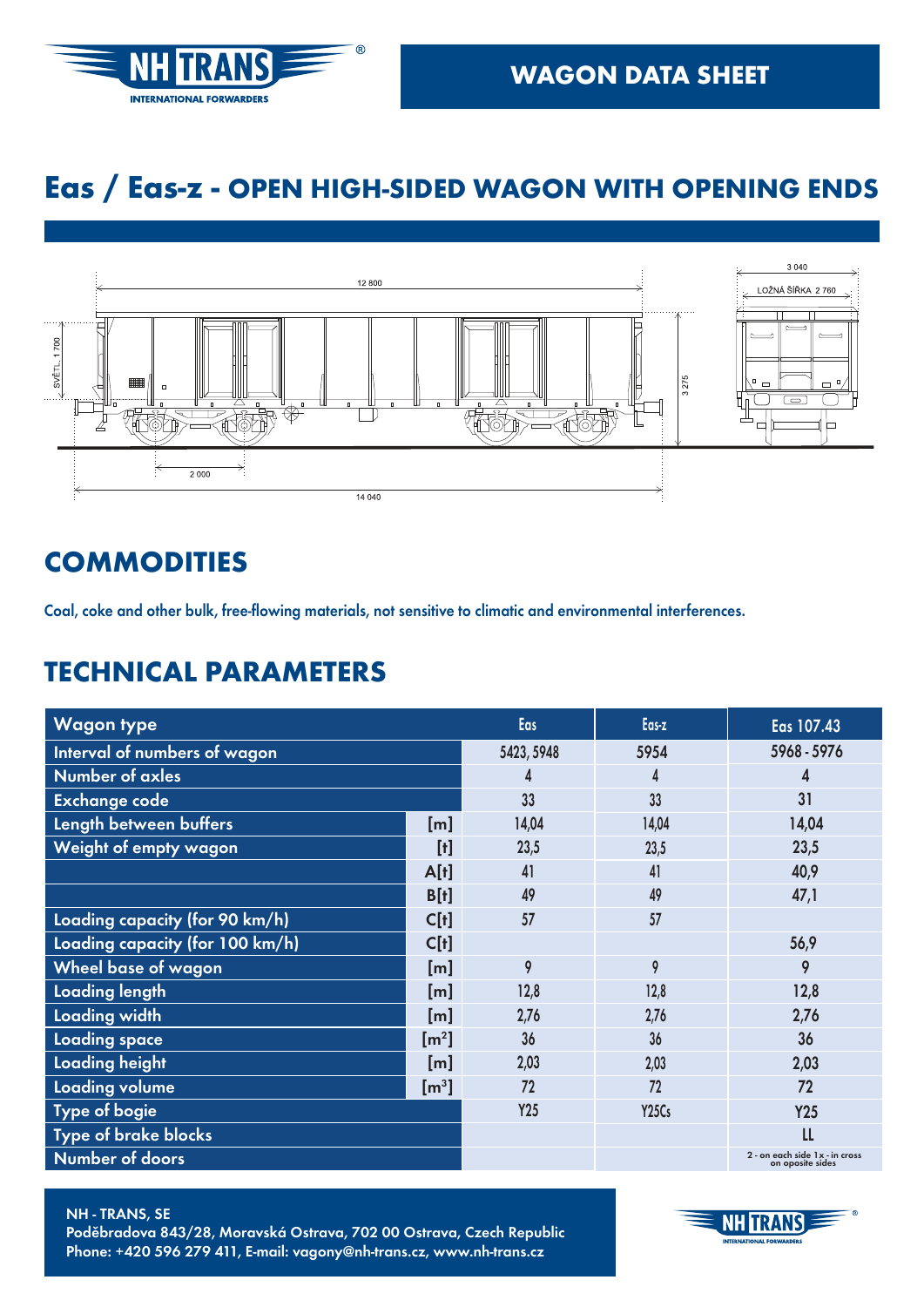# Eas / Eas-z - OPEN HIGH-SIDED WAGON WITH OPENING ENDS

WAGON DATA SHEET

## COMMODITIES

Coal, coke and other bulk, free-flowing materials, not sensitive to climatic and environmental interferences.

## TECHNICAL PARAMETERS

| Wagon type | | Eas | Eas-z | Eas 107.43 |
|---|---|---|---|---|
| Interval of numbers of wagon | | 5423, 5948 | 5954 | 5968 - 5976 |
| Number of axles | | 4 | 4 | 4 |
| Exchange code | | 33 | 33 | 31 |
| Length between buffers | [m] | 14,04 | 14,04 | 14,04 |
| Weight of empty wagon | [t] | 23,5 | 23,5 | 23,5 |
| | A[t] | 41 | 41 | 40,9 |
| | B[t] | 49 | 49 | 47,1 |
| Loading capacity (for 90 km/h) | C[t] | 57 | 57 | |
| Loading capacity (for 100 km/h) | C[t] | | | 56,9 |
| Wheel base of wagon | [m] | 9 | 9 | 9 |
| Loading length | [m] | 12,8 | 12,8 | 12,8 |
| Loading width | [m] | 2,76 | 2,76 | 2,76 |
| Loading space | [m²] | 36 | 36 | 36 |
| Loading height | [m] | 2,03 | 2,03 | 2,03 |
| Loading volume | [m³] | 72 | 72 | 72 |
| Type of bogie | | Y25 | Y25Cs | Y25 |
| Type of brake blocks | | | | LL |
| Number of doors | | | | 2 - on each side 1x - in cross on oposite sides |

NH - TRANS, SE
Poděbradova 843/28, Moravská Ostrava, 702 00 Ostrava, Czech Republic
Phone: +420 596 279 411, E-mail: vagony@nh-trans.cz, www.nh-trans.cz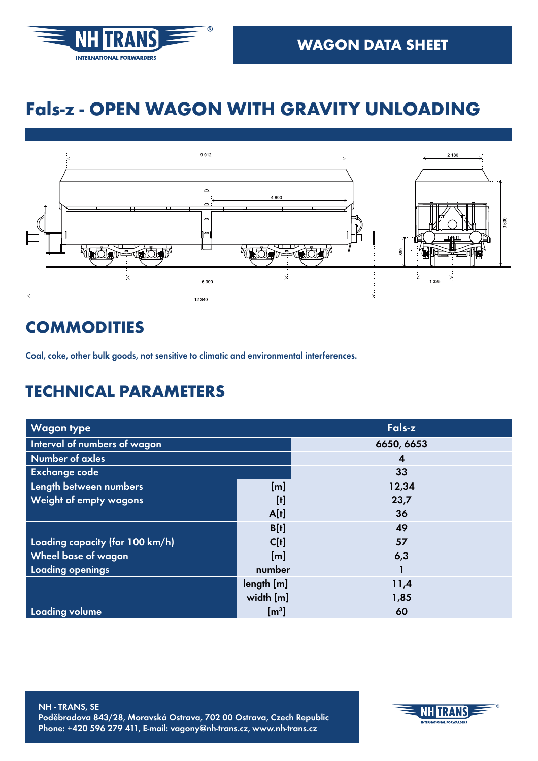WAGON DATA SHEET

# Fals-z - OPEN WAGON WITH GRAVITY UNLOADING

## COMMODITIES

Coal, coke, other bulk goods, not sensitive to climatic and environmental interferences.

## TECHNICAL PARAMETERS

| Wagon type | | Fals-z |
|---|---|---|
| Interval of numbers of wagon | | 6650, 6653 |
| Number of axles | | 4 |
| Exchange code | | 33 |
| Length between numbers | [m] | 12,34 |
| Weight of empty wagons | [t] | 23,7 |
| | A[t] | 36 |
| | B[t] | 49 |
| Loading capacity (for 100 km/h) | C[t] | 57 |
| Wheel base of wagon | [m] | 6,3 |
| Loading openings | number | 1 |
| | length [m] | 11,4 |
| | width [m] | 1,85 |
| Loading volume | [$m^3$] | 60 |

NH - TRANS, SE
Poděbradova 843/28, Moravská Ostrava, 702 00 Ostrava, Czech Republic
Phone: +420 596 279 411, E-mail: vagony@nh-trans.cz, www.nh-trans.cz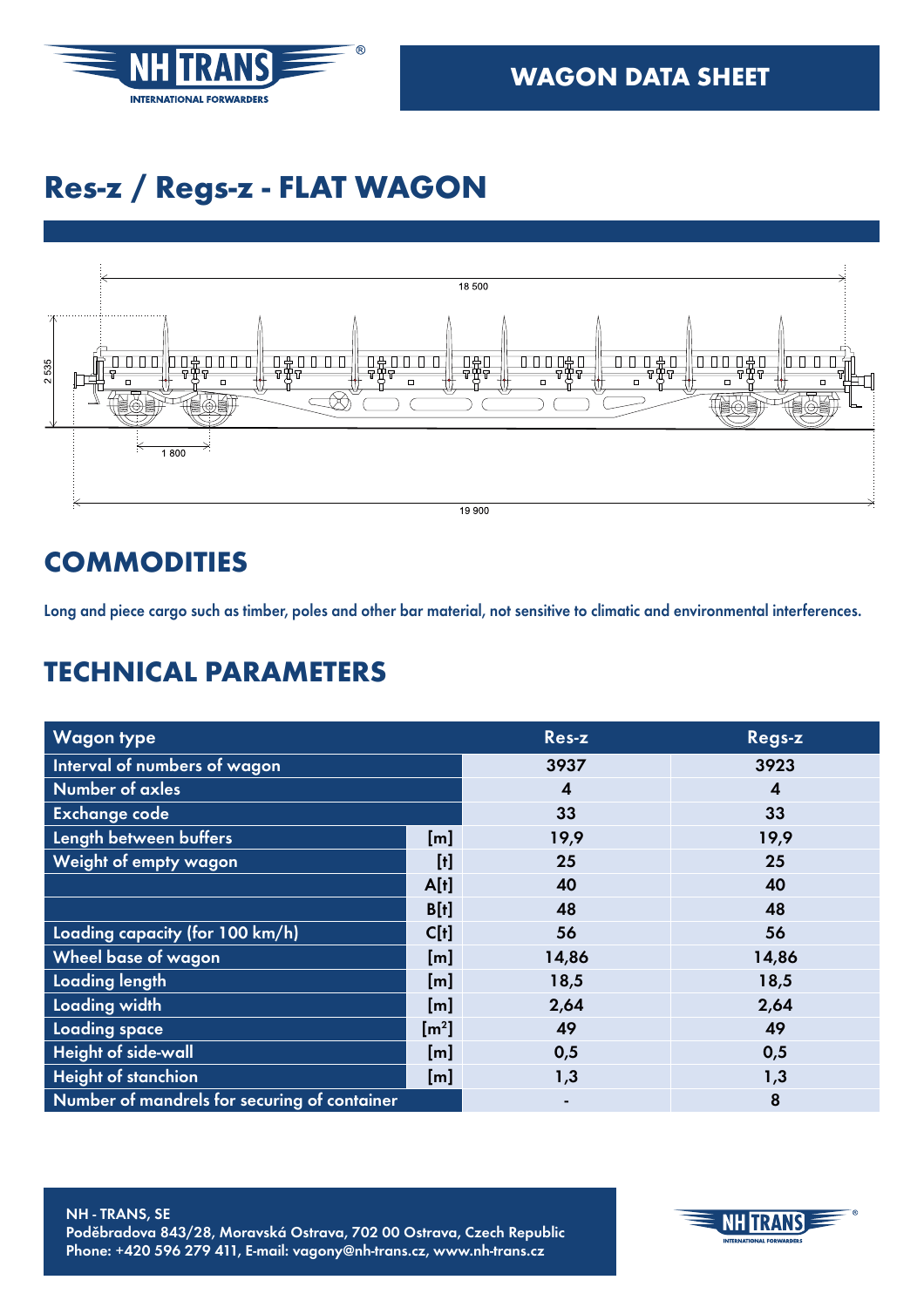# Res-z / Regs-z - FLAT WAGON

## COMMODITIES

Long and piece cargo such as timber, poles and other bar material, not sensitive to climatic and environmental interferences.

## TECHNICAL PARAMETERS

| Wagon type | | Res-z | Regs-z |
|---|---|---|---|
| Interval of numbers of wagon | | 3937 | 3923 |
| Number of axles | | 4 | 4 |
| Exchange code | | 33 | 33 |
| Length between buffers | [m] | 19,9 | 19,9 |
| Weight of empty wagon | [t] | 25 | 25 |
| | A[t] | 40 | 40 |
| | B[t] | 48 | 48 |
| Loading capacity (for 100 km/h) | C[t] | 56 | 56 |
| Wheel base of wagon | [m] | 14,86 | 14,86 |
| Loading length | [m] | 18,5 | 18,5 |
| Loading width | [m] | 2,64 | 2,64 |
| Loading space | [m²] | 49 | 49 |
| Height of side-wall | [m] | 0,5 | 0,5 |
| Height of stanchion | [m] | 1,3 | 1,3 |
| Number of mandrels for securing of container | | - | 8 |

NH - TRANS, SE
Poděbradova 843/28, Moravská Ostrava, 702 00 Ostrava, Czech Republic
Phone: +420 596 279 411, E-mail: vagony@nh-trans.cz, www.nh-trans.cz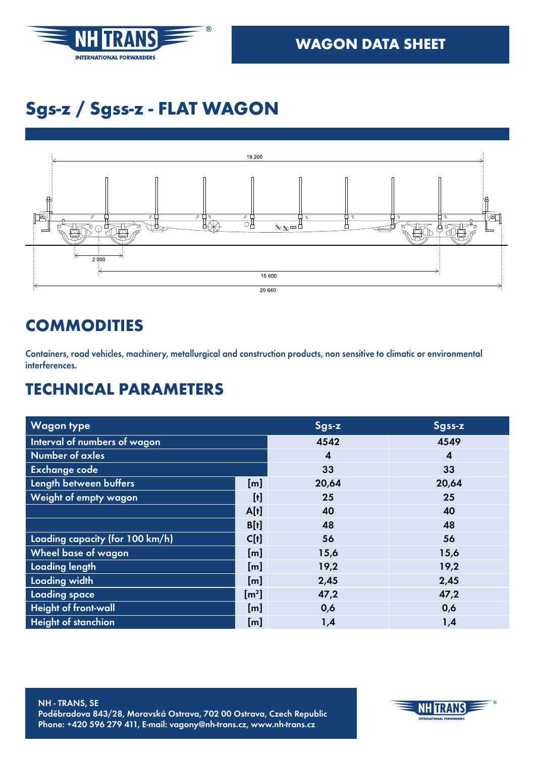# WAGON DATA SHEET

# Sgs-z / Sgss-z - FLAT WAGON

19 200

2 000

15 600

20 640

## COMMODITIES

Containers, road vehicles, machinery, metallurgical and construction products, non sensitive to climatic or environmental interferences.

## TECHNICAL PARAMETERS

| Wagon type | | Sgs-z | Sgss-z |
|---|---|---|---|
| Interval of numbers of wagon | | 4542 | 4549 |
| Number of axles | | 4 | 4 |
| Exchange code | | 33 | 33 |
| Length between buffers | [m] | 20,64 | 20,64 |
| Weight of empty wagon | [t] | 25 | 25 |
| | A[t] | 40 | 40 |
| | B[t] | 48 | 48 |
| Loading capacity (for 100 km/h) | C[t] | 56 | 56 |
| Wheel base of wagon | [m] | 15,6 | 15,6 |
| Loading length | [m] | 19,2 | 19,2 |
| Loading width | [m] | 2,45 | 2,45 |
| Loading space | [m²] | 47,2 | 47,2 |
| Height of front-wall | [m] | 0,6 | 0,6 |
| Height of stanchion | [m] | 1,4 | 1,4 |

NH - TRANS, SE
Poděbradova 843/28, Moravská Ostrava, 702 00 Ostrava, Czech Republic
Phone: +420 596 279 411, E-mail: vagony@nh-trans.cz, www.nh-trans.cz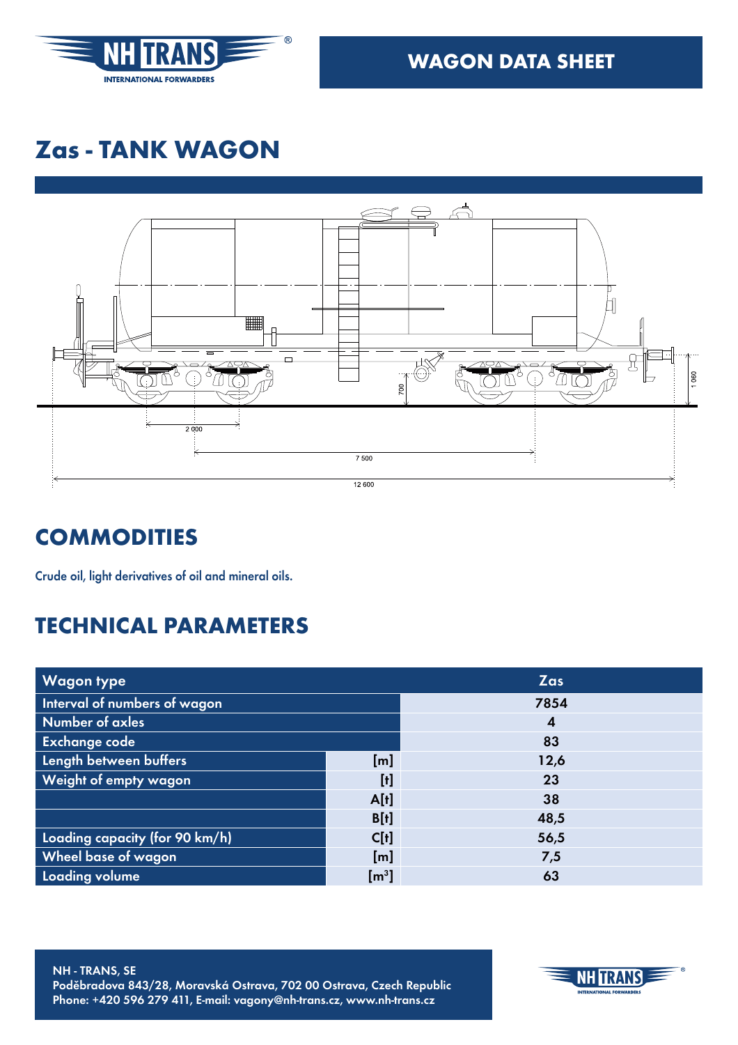# WAGON DATA SHEET

## Zas - TANK WAGON

700

1 060

2 000

7 500

12 600

## COMMODITIES

Crude oil, light derivatives of oil and mineral oils.

## TECHNICAL PARAMETERS

| Wagon type | | Zas |
|---|---|---|
| Interval of numbers of wagon | | 7854 |
| Number of axles | | 4 |
| Exchange code | | 83 |
| Length between buffers | [m] | 12,6 |
| Weight of empty wagon | [t] | 23 |
| | A[t] | 38 |
| | B[t] | 48,5 |
| Loading capacity (for 90 km/h) | C[t] | 56,5 |
| Wheel base of wagon | [m] | 7,5 |
| Loading volume | [$m^3$] | 63 |

NH - TRANS, SE
Poděbradova 843/28, Moravská Ostrava, 702 00 Ostrava, Czech Republic
Phone: +420 596 279 411, E-mail: vagony@nh-trans.cz, www.nh-trans.cz